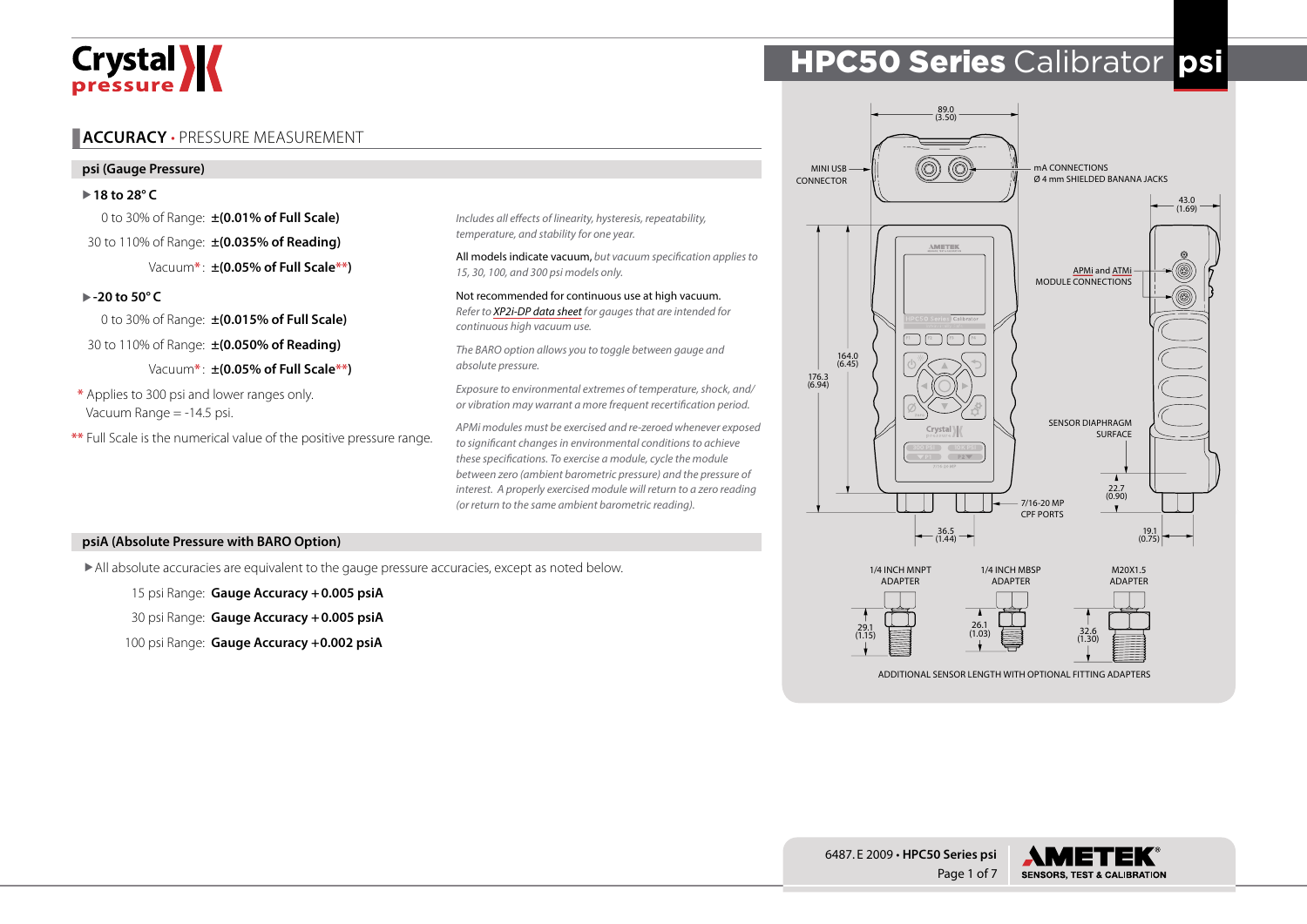# HPC50 Series Calibrator psi

## ACCURACY • PRESSURE MEASUREMENT

### psi (Gauge Pressure)

▶ **18 to 28° C**

| | |
|---|---|
| 0 to 30% of Range: | **±(0.01% of Full Scale)** |
| 30 to 110% of Range: | **±(0.035% of Reading)** |
| Vacuum*: | **±(0.05% of Full Scale**)** |

▶ **-20 to 50° C**

| | |
|---|---|
| 0 to 30% of Range: | **±(0.015% of Full Scale)** |
| 30 to 110% of Range: | **±(0.050% of Reading)** |
| Vacuum*: | **±(0.05% of Full Scale**)** |

\* Applies to 300 psi and lower ranges only. Vacuum Range = -14.5 psi.

\*\* Full Scale is the numerical value of the positive pressure range.

*Includes all effects of linearity, hysteresis, repeatability, temperature, and stability for one year.*

All models indicate vacuum, *but vacuum specification applies to 15, 30, 100, and 300 psi models only.*

Not recommended for continuous use at high vacuum. *Refer to XP2i-DP data sheet for gauges that are intended for continuous high vacuum use.*

*The BARO option allows you to toggle between gauge and absolute pressure.*

*Exposure to environmental extremes of temperature, shock, and/or vibration may warrant a more frequent recertification period.*

*APMi modules must be exercised and re-zeroed whenever exposed to significant changes in environmental conditions to achieve these specifications. To exercise a module, cycle the module between zero (ambient barometric pressure) and the pressure of interest. A properly exercised module will return to a zero reading (or return to the same ambient barometric reading).*

### psiA (Absolute Pressure with BARO Option)

▶ All absolute accuracies are equivalent to the gauge pressure accuracies, except as noted below.

| | |
|---|---|
| 15 psi Range: | **Gauge Accuracy + 0.005 psiA** |
| 30 psi Range: | **Gauge Accuracy + 0.005 psiA** |
| 100 psi Range: | **Gauge Accuracy +0.002 psiA** |

MINI USB CONNECTOR

mA CONNECTIONS Ø 4 mm SHIELDED BANANA JACKS

APMi and ATMi MODULE CONNECTIONS

SENSOR DIAPHRAGM SURFACE

7/16-20 MP CPF PORTS

Dimensions: 89.0 (3.50); 43.0 (1.69); 164.0 (6.45); 176.3 (6.94); 36.5 (1.44); 22.7 (0.90); 19.1 (0.75)

| 1/4 INCH MNPT ADAPTER | 1/4 INCH MBSP ADAPTER | M20X1.5 ADAPTER |
|---|---|---|
| 29.1 (1.15) | 26.1 (1.03) | 32.6 (1.30) |

ADDITIONAL SENSOR LENGTH WITH OPTIONAL FITTING ADAPTERS

6487. E 2009 • **HPC50 Series psi**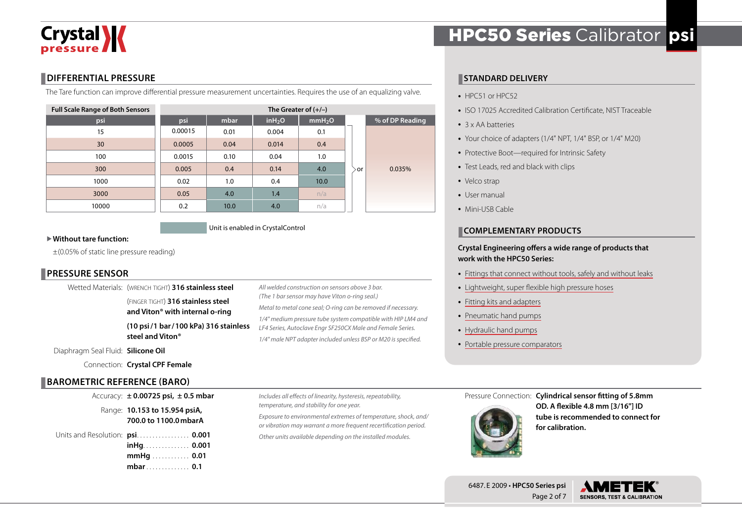## DIFFERENTIAL PRESSURE

The Tare function can improve differential pressure measurement uncertainties. Requires the use of an equalizing valve.

| Full Scale Range of Both Sensors | The Greater of (+/–) | | | | | |
|---|---|---|---|---|---|---|
| psi | psi | mbar | inH$_2$O | mmH$_2$O | | % of DP Reading |
| 15 | 0.00015 | 0.01 | 0.004 | 0.1 | or | 0.035% |
| 30 | 0.0005 | 0.04 | 0.014 | 0.4 | | |
| 100 | 0.0015 | 0.10 | 0.04 | 1.0 | | |
| 300 | 0.005 | 0.4 | 0.14 | 4.0 | | |
| 1000 | 0.02 | 1.0 | 0.4 | 10.0 | | |
| 3000 | 0.05 | 4.0 | 1.4 | n/a | | |
| 10000 | 0.2 | 10.0 | 4.0 | n/a | | |

Unit is enabled in CrystalControl

**Without tare function:**

±(0.05% of static line pressure reading)

## PRESSURE SENSOR

Wetted Materials: (WRENCH TIGHT) **316 stainless steel**

(FINGER TIGHT) **316 stainless steel and Viton® with internal o-ring**

**(10 psi / 1 bar / 100 kPa) 316 stainless steel and Viton®**

Diaphragm Seal Fluid: **Silicone Oil**

Connection: **Crystal CPF Female**

*All welded construction on sensors above 3 bar. (The 1 bar sensor may have Viton o-ring seal.)*

*Metal to metal cone seal; O-ring can be removed if necessary.*

*1/4" medium pressure tube system compatible with HIP LM4 and LF4 Series, Autoclave Engr SF250CX Male and Female Series.*

*1/4" male NPT adapter included unless BSP or M20 is specified.*

## BAROMETRIC REFERENCE (BARO)

Accuracy: **± 0.00725 psi, ± 0.5 mbar**

Range: **10.153 to 15.954 psiA, 700.0 to 1100.0 mbarA**

Units and Resolution:
- **psi** ................ **0.001**
- **inHg** .............. **0.001**
- **mmHg** ............ **0.01**
- **mbar** .............. **0.1**

*Includes all effects of linearity, hysteresis, repeatability, temperature, and stability for one year.*

*Exposure to environmental extremes of temperature, shock, and/or vibration may warrant a more frequent recertification period.*

*Other units available depending on the installed modules.*

Pressure Connection: **Cylindrical sensor fitting of 5.8mm OD. A flexible 4.8 mm [3/16"] ID tube is recommended to connect for for calibration.**

## STANDARD DELIVERY

- HPC51 or HPC52
- ISO 17025 Accredited Calibration Certificate, NIST Traceable
- 3 x AA batteries
- Your choice of adapters (1/4" NPT, 1/4" BSP, or 1/4" M20)
- Protective Boot—required for Intrinsic Safety
- Test Leads, red and black with clips
- Velco strap
- User manual
- Mini-USB Cable

## COMPLEMENTARY PRODUCTS

**Crystal Engineering offers a wide range of products that work with the HPC50 Series:**

- Fittings that connect without tools, safely and without leaks
- Lightweight, super flexible high pressure hoses
- Fitting kits and adapters
- Pneumatic hand pumps
- Hydraulic hand pumps
- Portable pressure comparators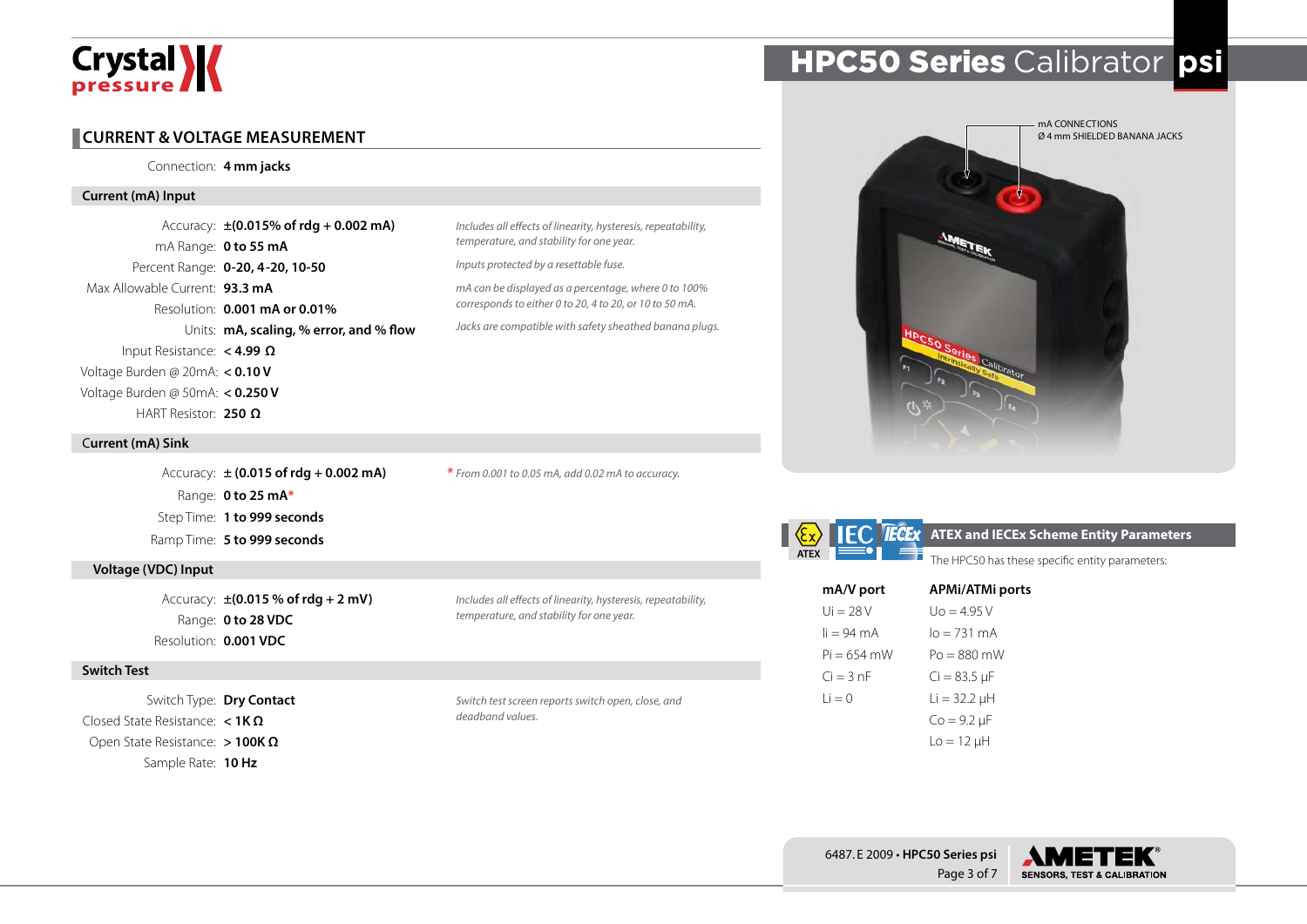## CURRENT & VOLTAGE MEASUREMENT

Connection: **4 mm jacks**

### Current (mA) Input

| | | |
|---|---|---|
| Accuracy: | **±(0.015% of rdg + 0.002 mA)** | *Includes all effects of linearity, hysteresis, repeatability, temperature, and stability for one year.* |
| mA Range: | **0 to 55 mA** | *Inputs protected by a resettable fuse.* |
| Percent Range: | **0-20, 4-20, 10-50** | *mA can be displayed as a percentage, where 0 to 100% corresponds to either 0 to 20, 4 to 20, or 10 to 50 mA.* |
| Max Allowable Current: | **93.3 mA** | |
| Resolution: | **0.001 mA or 0.01%** | |
| Units: | **mA, scaling, % error, and % flow** | *Jacks are compatible with safety sheathed banana plugs.* |
| Input Resistance: | **< 4.99 Ω** | |
| Voltage Burden @ 20mA: | **< 0.10 V** | |
| Voltage Burden @ 50mA: | **< 0.250 V** | |
| HART Resistor: | **250 Ω** | |

### Current (mA) Sink

| | | |
|---|---|---|
| Accuracy: | **± (0.015 of rdg + 0.002 mA)** | * *From 0.001 to 0.05 mA, add 0.02 mA to accuracy.* |
| Range: | **0 to 25 mA*** | |
| Step Time: | **1 to 999 seconds** | |
| Ramp Time: | **5 to 999 seconds** | |

### Voltage (VDC) Input

| | | |
|---|---|---|
| Accuracy: | **±(0.015 % of rdg + 2 mV)** | *Includes all effects of linearity, hysteresis, repeatability, temperature, and stability for one year.* |
| Range: | **0 to 28 VDC** | |
| Resolution: | **0.001 VDC** | |

### Switch Test

| | | |
|---|---|---|
| Switch Type: | **Dry Contact** | *Switch test screen reports switch open, close, and deadband values.* |
| Closed State Resistance: | **< 1K Ω** | |
| Open State Resistance: | **> 100K Ω** | |
| Sample Rate: | **10 Hz** | |

mA CONNECTIONS
Ø 4 mm SHIELDED BANANA JACKS

### ATEX and IECEx Scheme Entity Parameters

The HPC50 has these specific entity parameters:

| mA/V port | APMi/ATMi ports |
|---|---|
| Ui = 28 V | Uo = 4.95 V |
| Ii = 94 mA | Io = 731 mA |
| Pi = 654 mW | Po = 880 mW |
| Ci = 3 nF | Ci = 83.5 µF |
| Li = 0 | Li = 32.2 µH |
| | Co = 9.2 µF |
| | Lo = 12 µH |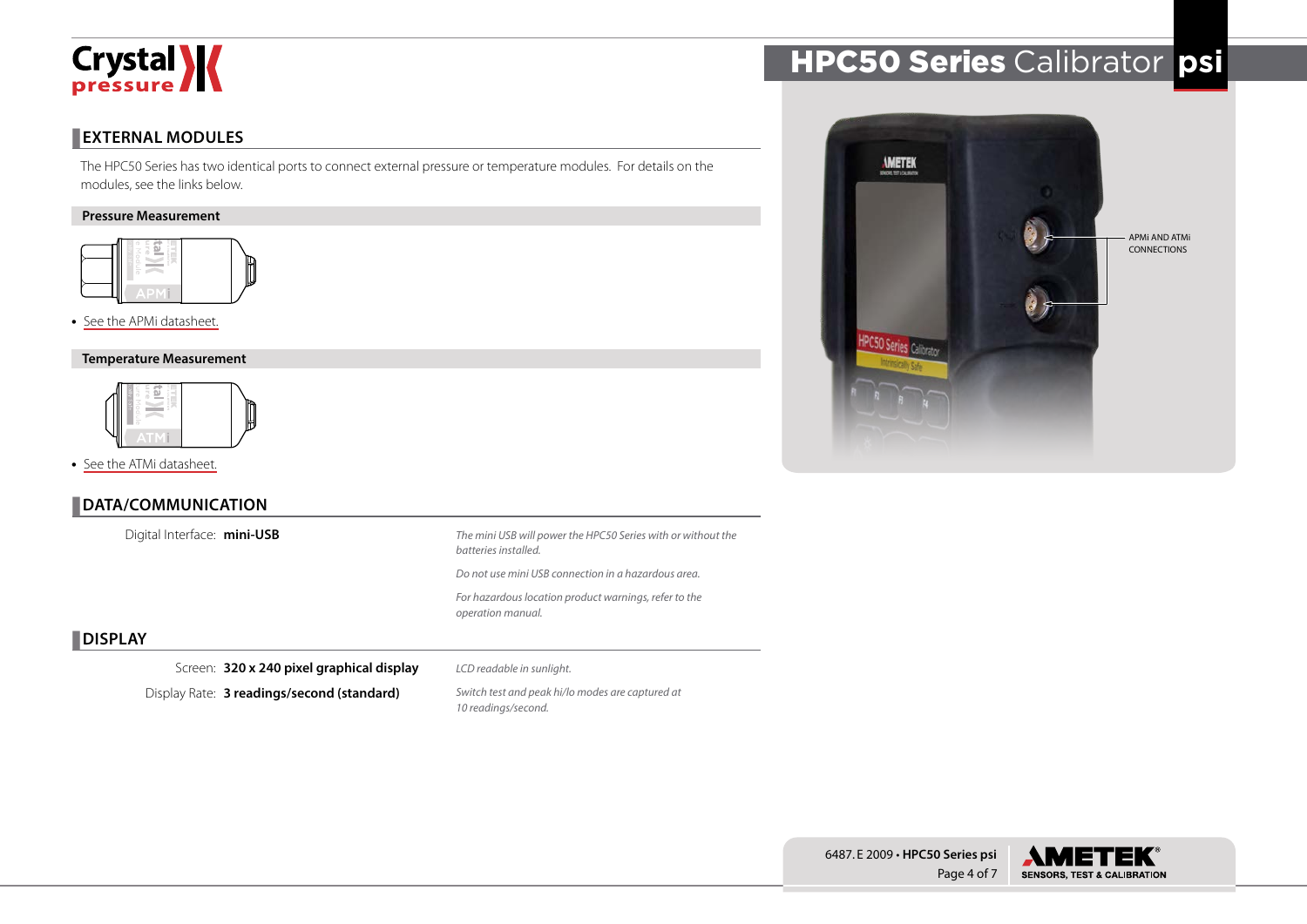## EXTERNAL MODULES

The HPC50 Series has two identical ports to connect external pressure or temperature modules. For details on the modules, see the links below.

### Pressure Measurement

- See the APMi datasheet.

### Temperature Measurement

- See the ATMi datasheet.

APMi AND ATMi CONNECTIONS

## DATA/COMMUNICATION

Digital Interface: **mini-USB**

*The mini USB will power the HPC50 Series with or without the batteries installed.*

*Do not use mini USB connection in a hazardous area.*

*For hazardous location product warnings, refer to the operation manual.*

## DISPLAY

Screen: **320 x 240 pixel graphical display**

*LCD readable in sunlight.*

Display Rate: **3 readings/second (standard)**

*Switch test and peak hi/lo modes are captured at 10 readings/second.*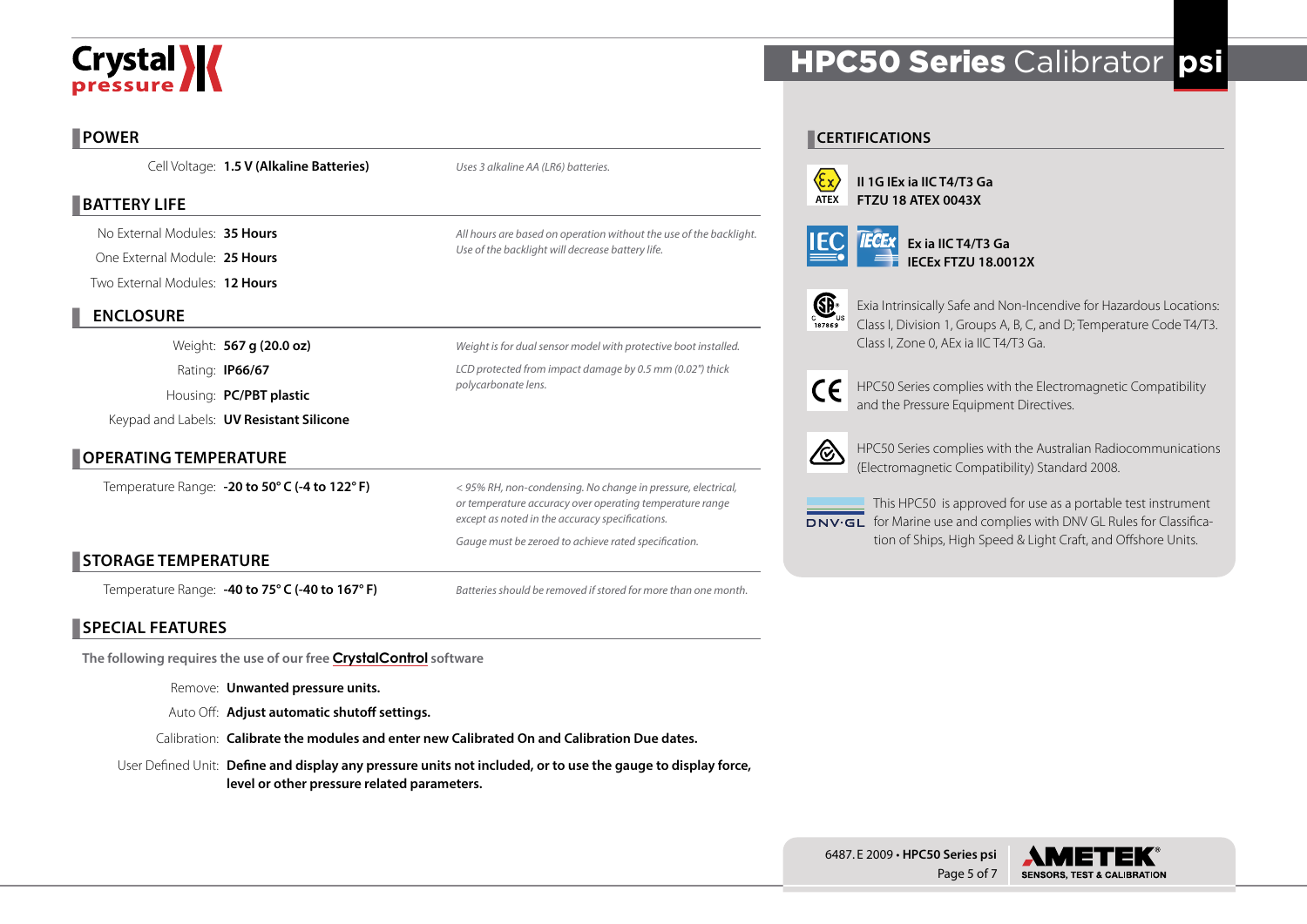## POWER

| | | |
|---|---|---|
| Cell Voltage: | **1.5 V (Alkaline Batteries)** | *Uses 3 alkaline AA (LR6) batteries.* |

## BATTERY LIFE

| | | |
|---|---|---|
| No External Modules: | **35 Hours** | *All hours are based on operation without the use of the backlight. Use of the backlight will decrease battery life.* |
| One External Module: | **25 Hours** | |
| Two External Modules: | **12 Hours** | |

## ENCLOSURE

| | | |
|---|---|---|
| Weight: | **567 g (20.0 oz)** | *Weight is for dual sensor model with protective boot installed.* |
| Rating: | **IP66/67** | *LCD protected from impact damage by 0.5 mm (0.02") thick polycarbonate lens.* |
| Housing: | **PC/PBT plastic** | |
| Keypad and Labels: | **UV Resistant Silicone** | |

## OPERATING TEMPERATURE

| | | |
|---|---|---|
| Temperature Range: | **-20 to 50° C (-4 to 122° F)** | *< 95% RH, non-condensing. No change in pressure, electrical, or temperature accuracy over operating temperature range except as noted in the accuracy specifications.* *Gauge must be zeroed to achieve rated specification.* |

## STORAGE TEMPERATURE

| | | |
|---|---|---|
| Temperature Range: | **-40 to 75° C (-40 to 167° F)** | *Batteries should be removed if stored for more than one month.* |

## SPECIAL FEATURES

**The following requires the use of our free CrystalControl software**

- Remove: **Unwanted pressure units.**
- Auto Off: **Adjust automatic shutoff settings.**
- Calibration: **Calibrate the modules and enter new Calibrated On and Calibration Due dates.**
- User Defined Unit: **Define and display any pressure units not included, or to use the gauge to display force, level or other pressure related parameters.**

## CERTIFICATIONS

ATEX: **II 1G IEx ia IIC T4/T3 Ga**
**FTZU 18 ATEX 0043X**

IEC / IECEx: **Ex ia IIC T4/T3 Ga**
**IECEx FTZU 18.0012X**

CSA (187869): Exia Intrinsically Safe and Non-Incendive for Hazardous Locations: Class I, Division 1, Groups A, B, C, and D; Temperature Code T4/T3. Class I, Zone 0, AEx ia IIC T4/T3 Ga.

CE: HPC50 Series complies with the Electromagnetic Compatibility and the Pressure Equipment Directives.

RCM: HPC50 Series complies with the Australian Radiocommunications (Electromagnetic Compatibility) Standard 2008.

DNV·GL: This HPC50 is approved for use as a portable test instrument for Marine use and complies with DNV GL Rules for Classification of Ships, High Speed & Light Craft, and Offshore Units.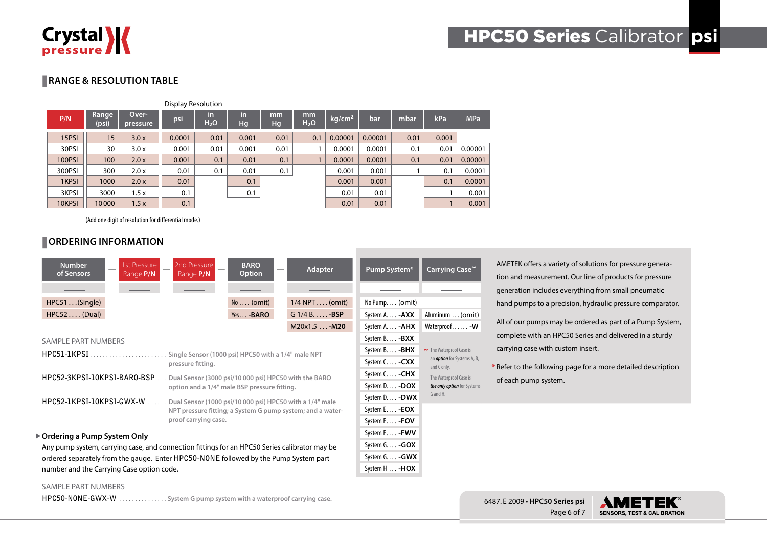## RANGE & RESOLUTION TABLE

| P/N | Range (psi) | Over-pressure | Display Resolution: psi | in $H_2O$ | in Hg | mm Hg | mm $H_2O$ | kg/cm² | bar | mbar | kPa | MPa |
|---|---|---|---|---|---|---|---|---|---|---|---|---|
| 15PSI | 15 | 3.0 x | 0.0001 | 0.01 | 0.001 | 0.01 | 0.1 | 0.00001 | 0.00001 | 0.01 | 0.001 | |
| 30PSI | 30 | 3.0 x | 0.001 | 0.01 | 0.001 | 0.01 | 1 | 0.0001 | 0.0001 | 0.1 | 0.01 | 0.00001 |
| 100PSI | 100 | 2.0 x | 0.001 | 0.1 | 0.01 | 0.1 | 1 | 0.0001 | 0.0001 | 0.1 | 0.01 | 0.00001 |
| 300PSI | 300 | 2.0 x | 0.01 | 0.1 | 0.01 | 0.1 | | 0.001 | 0.001 | 1 | 0.1 | 0.0001 |
| 1KPSI | 1000 | 2.0 x | 0.01 | | 0.1 | | | 0.001 | 0.001 | | 0.1 | 0.0001 |
| 3KPSI | 3000 | 1.5 x | 0.1 | | 0.1 | | | 0.01 | 0.01 | | 1 | 0.001 |
| 10KPSI | 10 000 | 1.5 x | 0.1 | | | | | 0.01 | 0.01 | | 1 | 0.001 |

(Add one digit of resolution for differential mode.)

## ORDERING INFORMATION

| Number of Sensors | — | 1st Pressure Range P/N | — | 2nd Pressure Range P/N | — | BARO Option | — | Adapter |
|---|---|---|---|---|---|---|---|---|
| HPC51 . . . (Single) | | | | | | No . . . . (omit) | | 1/4 NPT . . . . (omit) |
| HPC52 . . . . (Dual) | | | | | | Yes . . . **-BARO** | | G 1/4 B. . . . . **-BSP** |
| | | | | | | | | M20x1.5 . . . **-M20** |

| Pump System* | Carrying Case~ |
|---|---|
| No Pump. . . . (omit) | |
| System A. . . . **-AXX** | Aluminum . . . (omit) |
| System A. . . . **-AHX** | Waterproof. . . . . . **-W** |
| System B. . . . **-BXX** | |
| System B. . . . **-BHX** | |
| System C. . . . **-CXX** | |
| System C. . . . **-CHX** | |
| System D. . . . **-DOX** | |
| System D. . . . **-DWX** | |
| System E. . . . **-EOX** | |
| System F. . . . **-FOV** | |
| System F. . . . **-FWV** | |
| System G. . . . **-GOX** | |
| System G. . . . **-GWX** | |
| System H . . . **-HOX** | |

~ The Waterproof Case is an *option* for Systems A, B, and C only. The Waterproof Case is *the only option* for Systems G and H.

AMETEK offers a variety of solutions for pressure generation and measurement. Our line of products for pressure generation includes everything from small pneumatic hand pumps to a precision, hydraulic pressure comparator.

All of our pumps may be ordered as part of a Pump System, complete with an HPC50 Series and delivered in a sturdy carrying case with custom insert.

* Refer to the following page for a more detailed description of each pump system.

SAMPLE PART NUMBERS

HPC51-1KPSI . . . . . . . . . . . . . . . . . . . . . . . . Single Sensor (1000 psi) HPC50 with a 1/4" male NPT pressure fitting.

HPC52-3KPSI-10KPSI-BARO-BSP . . . Dual Sensor (3000 psi/10 000 psi) HPC50 with the BARO option and a 1/4" male BSP pressure fitting.

HPC52-1KPSI-10KPSI-GWX-W . . . . . . Dual Sensor (1000 psi/10 000 psi) HPC50 with a 1/4" male NPT pressure fitting; a System G pump system; and a waterproof carrying case.

### ▶ Ordering a Pump System Only

Any pump system, carrying case, and connection fittings for an HPC50 Series calibrator may be ordered separately from the gauge. Enter HPC50-NONE followed by the Pump System part number and the Carrying Case option code.

SAMPLE PART NUMBERS

HPC50-NONE-GWX-W . . . . . . . . . . . . . . . System G pump system with a waterproof carrying case.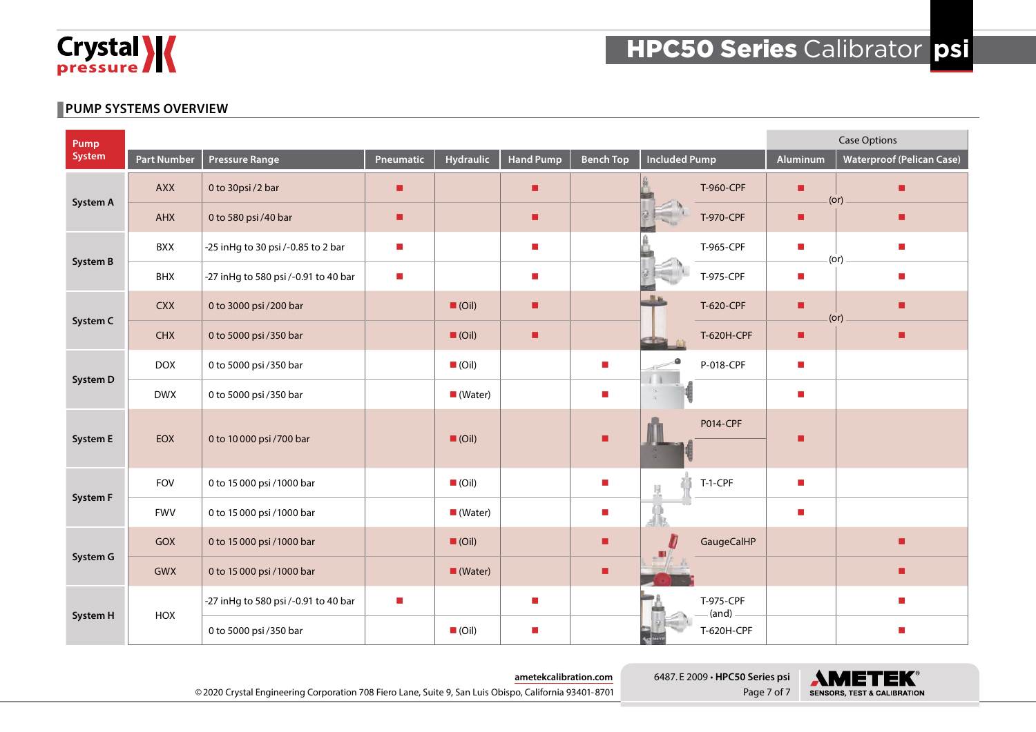## PUMP SYSTEMS OVERVIEW

| Pump System | Part Number | Pressure Range | Pneumatic | Hydraulic | Hand Pump | Bench Top | Included Pump | Case Options: Aluminum | Case Options: Waterproof (Pelican Case) |
|---|---|---|---|---|---|---|---|---|---|
| System A | AXX | 0 to 30psi / 2 bar | ■ | | ■ | | T-960-CPF | ■ (or) | ■ |
| | AHX | 0 to 580 psi / 40 bar | ■ | | ■ | | T-970-CPF | ■ | ■ |
| System B | BXX | -25 inHg to 30 psi / -0.85 to 2 bar | ■ | | ■ | | T-965-CPF | ■ (or) | ■ |
| | BHX | -27 inHg to 580 psi / -0.91 to 40 bar | ■ | | ■ | | T-975-CPF | ■ | ■ |
| System C | CXX | 0 to 3000 psi / 200 bar | | ■ (Oil) | ■ | | T-620-CPF | ■ (or) | ■ |
| | CHX | 0 to 5000 psi / 350 bar | | ■ (Oil) | ■ | | T-620H-CPF | ■ | ■ |
| System D | DOX | 0 to 5000 psi / 350 bar | | ■ (Oil) | | ■ | P-018-CPF | ■ | |
| | DWX | 0 to 5000 psi / 350 bar | | ■ (Water) | | ■ | | ■ | |
| System E | EOX | 0 to 10 000 psi / 700 bar | | ■ (Oil) | | ■ | P014-CPF | ■ | |
| System F | FOV | 0 to 15 000 psi / 1000 bar | | ■ (Oil) | | ■ | T-1-CPF | ■ | |
| | FWV | 0 to 15 000 psi / 1000 bar | | ■ (Water) | | ■ | | ■ | |
| System G | GOX | 0 to 15 000 psi / 1000 bar | | ■ (Oil) | | ■ | GaugeCalHP | | ■ |
| | GWX | 0 to 15 000 psi / 1000 bar | | ■ (Water) | | ■ | | | ■ |
| System H | HOX | -27 inHg to 580 psi / -0.91 to 40 bar | ■ | | ■ | | T-975-CPF (and) | | ■ |
| | | 0 to 5000 psi / 350 bar | | ■ (Oil) | ■ | | T-620H-CPF | | ■ |

ametekcalibration.com

© 2020 Crystal Engineering Corporation 708 Fiero Lane, Suite 9, San Luis Obispo, California 93401-8701

6487. E 2009 • **HPC50 Series psi**